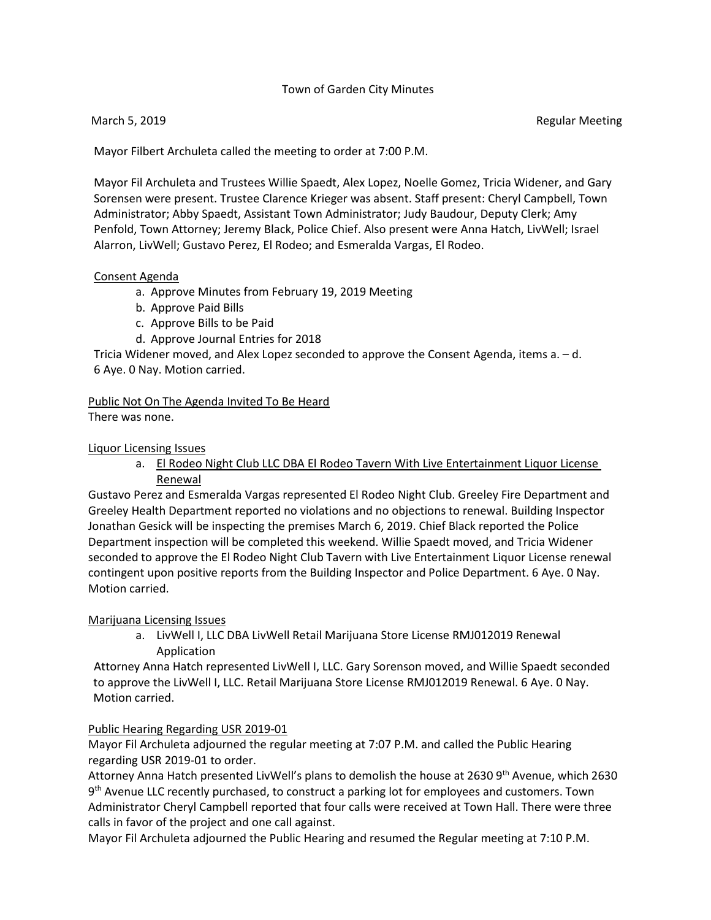Town of Garden City Minutes

March 5, 2019 Regular Meeting

Mayor Filbert Archuleta called the meeting to order at 7:00 P.M.

Mayor Fil Archuleta and Trustees Willie Spaedt, Alex Lopez, Noelle Gomez, Tricia Widener, and Gary Sorensen were present. Trustee Clarence Krieger was absent. Staff present: Cheryl Campbell, Town Administrator; Abby Spaedt, Assistant Town Administrator; Judy Baudour, Deputy Clerk; Amy Penfold, Town Attorney; Jeremy Black, Police Chief. Also present were Anna Hatch, LivWell; Israel Alarron, LivWell; Gustavo Perez, El Rodeo; and Esmeralda Vargas, El Rodeo.

<u>Consent Agenda</u>

a. Approve Minutes from February 19, 2019 Meeting
b. Approve Paid Bills
c. Approve Bills to be Paid
d. Approve Journal Entries for 2018

Tricia Widener moved, and Alex Lopez seconded to approve the Consent Agenda, items a. – d. 6 Aye. 0 Nay. Motion carried.

<u>Public Not On The Agenda Invited To Be Heard</u>

There was none.

<u>Liquor Licensing Issues</u>

a. <u>El Rodeo Night Club LLC DBA El Rodeo Tavern With Live Entertainment Liquor License Renewal</u>

Gustavo Perez and Esmeralda Vargas represented El Rodeo Night Club. Greeley Fire Department and Greeley Health Department reported no violations and no objections to renewal. Building Inspector Jonathan Gesick will be inspecting the premises March 6, 2019. Chief Black reported the Police Department inspection will be completed this weekend. Willie Spaedt moved, and Tricia Widener seconded to approve the El Rodeo Night Club Tavern with Live Entertainment Liquor License renewal contingent upon positive reports from the Building Inspector and Police Department. 6 Aye. 0 Nay. Motion carried.

<u>Marijuana Licensing Issues</u>

a. LivWell I, LLC DBA LivWell Retail Marijuana Store License RMJ012019 Renewal Application

Attorney Anna Hatch represented LivWell I, LLC. Gary Sorenson moved, and Willie Spaedt seconded to approve the LivWell I, LLC. Retail Marijuana Store License RMJ012019 Renewal. 6 Aye. 0 Nay. Motion carried.

<u>Public Hearing Regarding USR 2019-01</u>

Mayor Fil Archuleta adjourned the regular meeting at 7:07 P.M. and called the Public Hearing regarding USR 2019-01 to order.

Attorney Anna Hatch presented LivWell's plans to demolish the house at 2630 9th Avenue, which 2630 9th Avenue LLC recently purchased, to construct a parking lot for employees and customers. Town Administrator Cheryl Campbell reported that four calls were received at Town Hall. There were three calls in favor of the project and one call against.

Mayor Fil Archuleta adjourned the Public Hearing and resumed the Regular meeting at 7:10 P.M.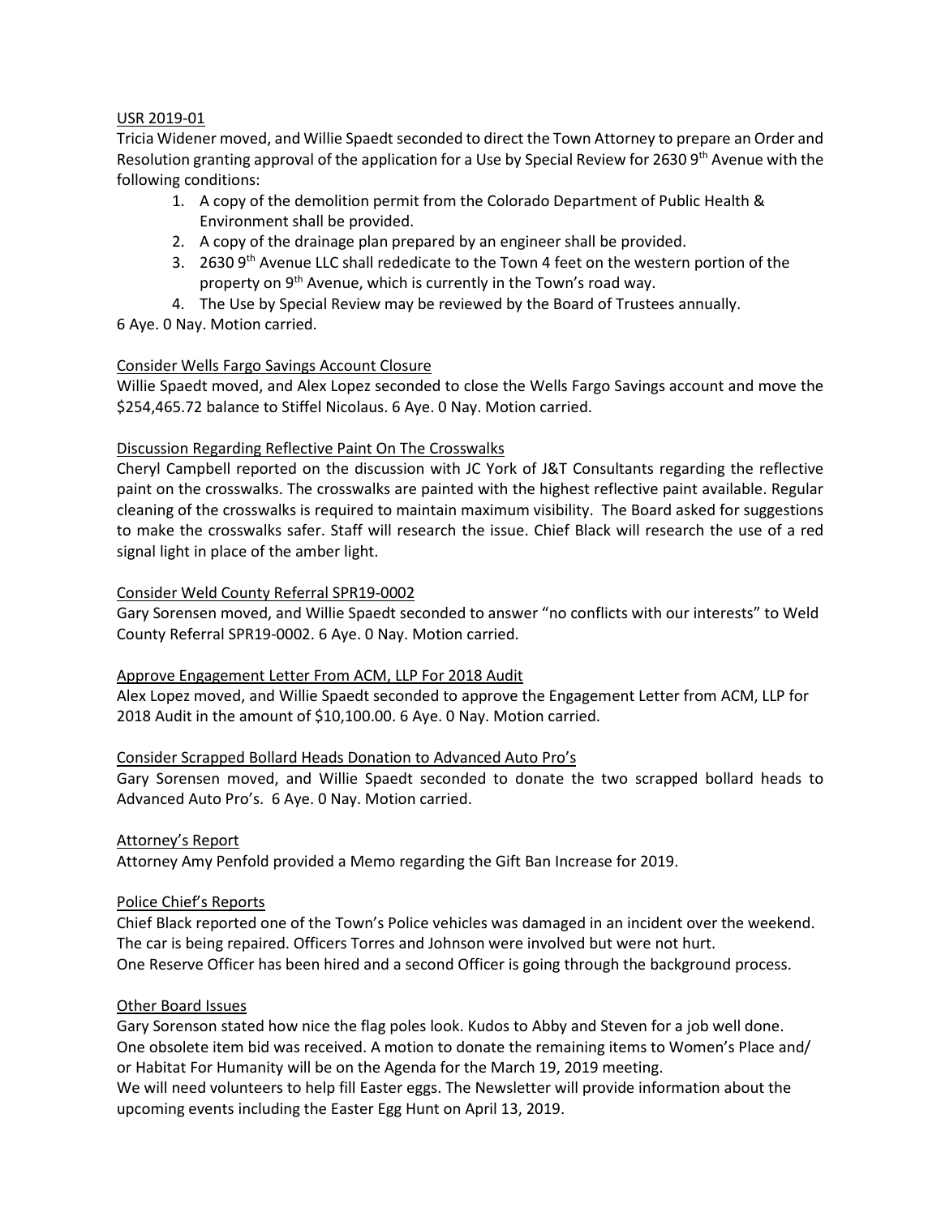USR 2019-01

Tricia Widener moved, and Willie Spaedt seconded to direct the Town Attorney to prepare an Order and Resolution granting approval of the application for a Use by Special Review for 2630 9th Avenue with the following conditions:

1. A copy of the demolition permit from the Colorado Department of Public Health & Environment shall be provided.
2. A copy of the drainage plan prepared by an engineer shall be provided.
3. 2630 9th Avenue LLC shall rededicate to the Town 4 feet on the western portion of the property on 9th Avenue, which is currently in the Town's road way.
4. The Use by Special Review may be reviewed by the Board of Trustees annually.

6 Aye. 0 Nay. Motion carried.

Consider Wells Fargo Savings Account Closure

Willie Spaedt moved, and Alex Lopez seconded to close the Wells Fargo Savings account and move the $254,465.72 balance to Stiffel Nicolaus. 6 Aye. 0 Nay. Motion carried.

Discussion Regarding Reflective Paint On The Crosswalks

Cheryl Campbell reported on the discussion with JC York of J&T Consultants regarding the reflective paint on the crosswalks. The crosswalks are painted with the highest reflective paint available. Regular cleaning of the crosswalks is required to maintain maximum visibility. The Board asked for suggestions to make the crosswalks safer. Staff will research the issue. Chief Black will research the use of a red signal light in place of the amber light.

Consider Weld County Referral SPR19-0002

Gary Sorensen moved, and Willie Spaedt seconded to answer "no conflicts with our interests" to Weld County Referral SPR19-0002. 6 Aye. 0 Nay. Motion carried.

Approve Engagement Letter From ACM, LLP For 2018 Audit

Alex Lopez moved, and Willie Spaedt seconded to approve the Engagement Letter from ACM, LLP for 2018 Audit in the amount of $10,100.00. 6 Aye. 0 Nay. Motion carried.

Consider Scrapped Bollard Heads Donation to Advanced Auto Pro's

Gary Sorensen moved, and Willie Spaedt seconded to donate the two scrapped bollard heads to Advanced Auto Pro's. 6 Aye. 0 Nay. Motion carried.

Attorney's Report

Attorney Amy Penfold provided a Memo regarding the Gift Ban Increase for 2019.

Police Chief's Reports

Chief Black reported one of the Town's Police vehicles was damaged in an incident over the weekend. The car is being repaired. Officers Torres and Johnson were involved but were not hurt.
One Reserve Officer has been hired and a second Officer is going through the background process.

Other Board Issues

Gary Sorenson stated how nice the flag poles look. Kudos to Abby and Steven for a job well done.
One obsolete item bid was received. A motion to donate the remaining items to Women's Place and/ or Habitat For Humanity will be on the Agenda for the March 19, 2019 meeting.
We will need volunteers to help fill Easter eggs. The Newsletter will provide information about the upcoming events including the Easter Egg Hunt on April 13, 2019.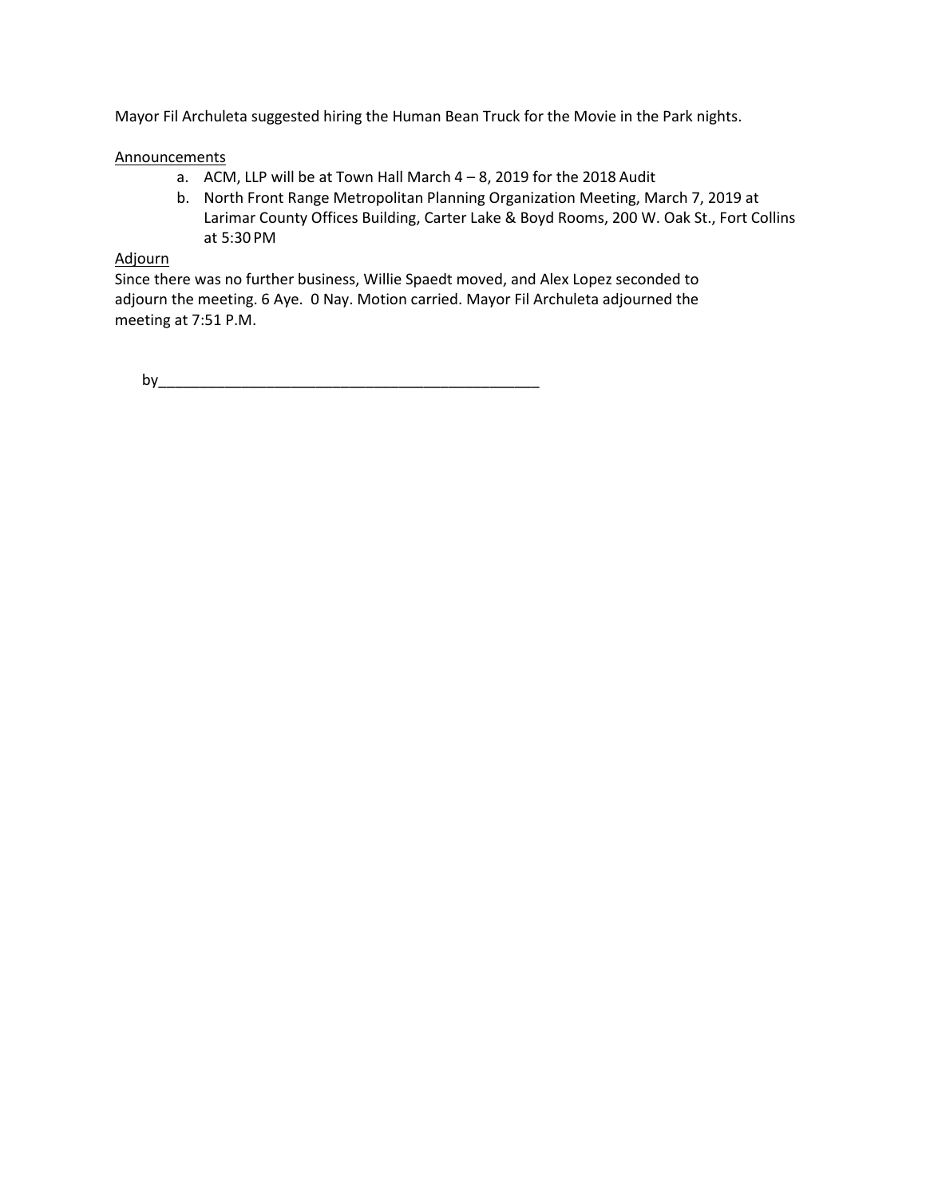Mayor Fil Archuleta suggested hiring the Human Bean Truck for the Movie in the Park nights.

Announcements

a. ACM, LLP will be at Town Hall March 4 – 8, 2019 for the 2018 Audit
b. North Front Range Metropolitan Planning Organization Meeting, March 7, 2019 at Larimar County Offices Building, Carter Lake & Boyd Rooms, 200 W. Oak St., Fort Collins at 5:30 PM

Adjourn

Since there was no further business, Willie Spaedt moved, and Alex Lopez seconded to adjourn the meeting. 6 Aye. 0 Nay. Motion carried. Mayor Fil Archuleta adjourned the meeting at 7:51 P.M.

by_______________________________________________